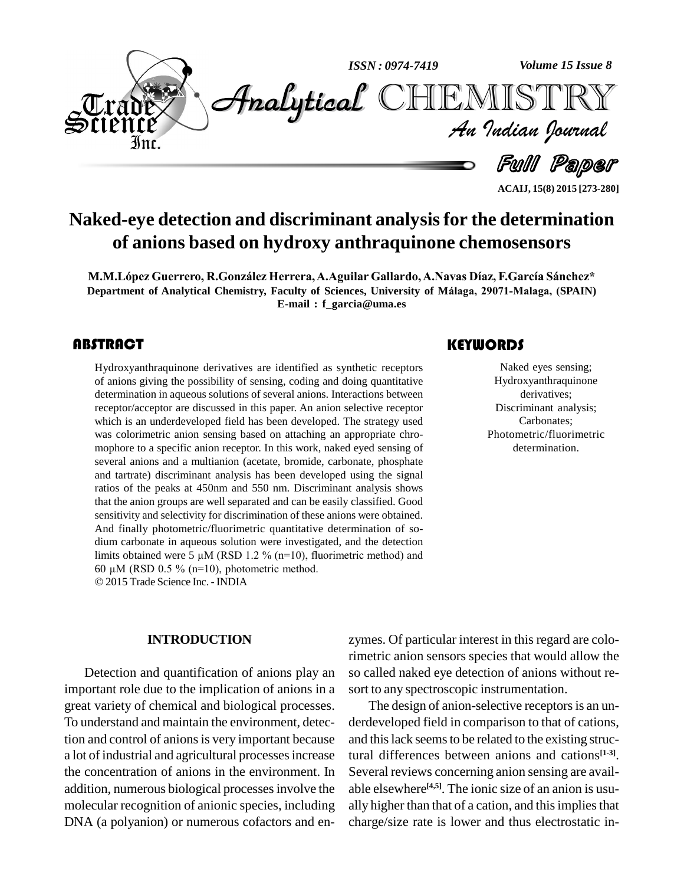# Naked-eye detection and discriminant analysis for the determination of anions based on hydroxy anthraquinone chemosensors

**M.M.López Guerrero, R.González Herrera, A.Aguilar Gallardo, A.Navas Díaz, F.García Sánchez***

**Department of Analytical Chemistry, Faculty of Sciences, University of Málaga, 29071-Malaga, (SPAIN)**

**E-mail : f_garcia@uma.es**

## ABSTRACT

Hydroxyanthraquinone derivatives are identified as synthetic receptors of anions giving the possibility of sensing, coding and doing quantitative determination in aqueous solutions of several anions. Interactions between receptor/acceptor are discussed in this paper. An anion selective receptor which is an underdeveloped field has been developed. The strategy used was colorimetric anion sensing based on attaching an appropriate chromophore to a specific anion receptor. In this work, naked eyed sensing of several anions and a multianion (acetate, bromide, carbonate, phosphate and tartrate) discriminant analysis has been developed using the signal ratios of the peaks at 450nm and 550 nm. Discriminant analysis shows that the anion groups are well separated and can be easily classified. Good sensitivity and selectivity for discrimination of these anions were obtained. And finally photometric/fluorimetric quantitative determination of sodium carbonate in aqueous solution were investigated, and the detection limits obtained were 5 µM (RSD 1.2 % (n=10), fluorimetric method) and 60 µM (RSD 0.5 % (n=10), photometric method.

© 2015 Trade Science Inc. - INDIA

## KEYWORDS

Naked eyes sensing;
Hydroxyanthraquinone derivatives;
Discriminant analysis;
Carbonates;
Photometric/fluorimetric determination.

## INTRODUCTION

Detection and quantification of anions play an important role due to the implication of anions in a great variety of chemical and biological processes. To understand and maintain the environment, detection and control of anions is very important because a lot of industrial and agricultural processes increase the concentration of anions in the environment. In addition, numerous biological processes involve the molecular recognition of anionic species, including DNA (a polyanion) or numerous cofactors and enzymes. Of particular interest in this regard are colorimetric anion sensors species that would allow the so called naked eye detection of anions without resort to any spectroscopic instrumentation.

The design of anion-selective receptors is an underdeveloped field in comparison to that of cations, and this lack seems to be related to the existing structural differences between anions and cations[1-3]. Several reviews concerning anion sensing are available elsewhere[4,5]. The ionic size of an anion is usually higher than that of a cation, and this implies that charge/size rate is lower and thus electrostatic in-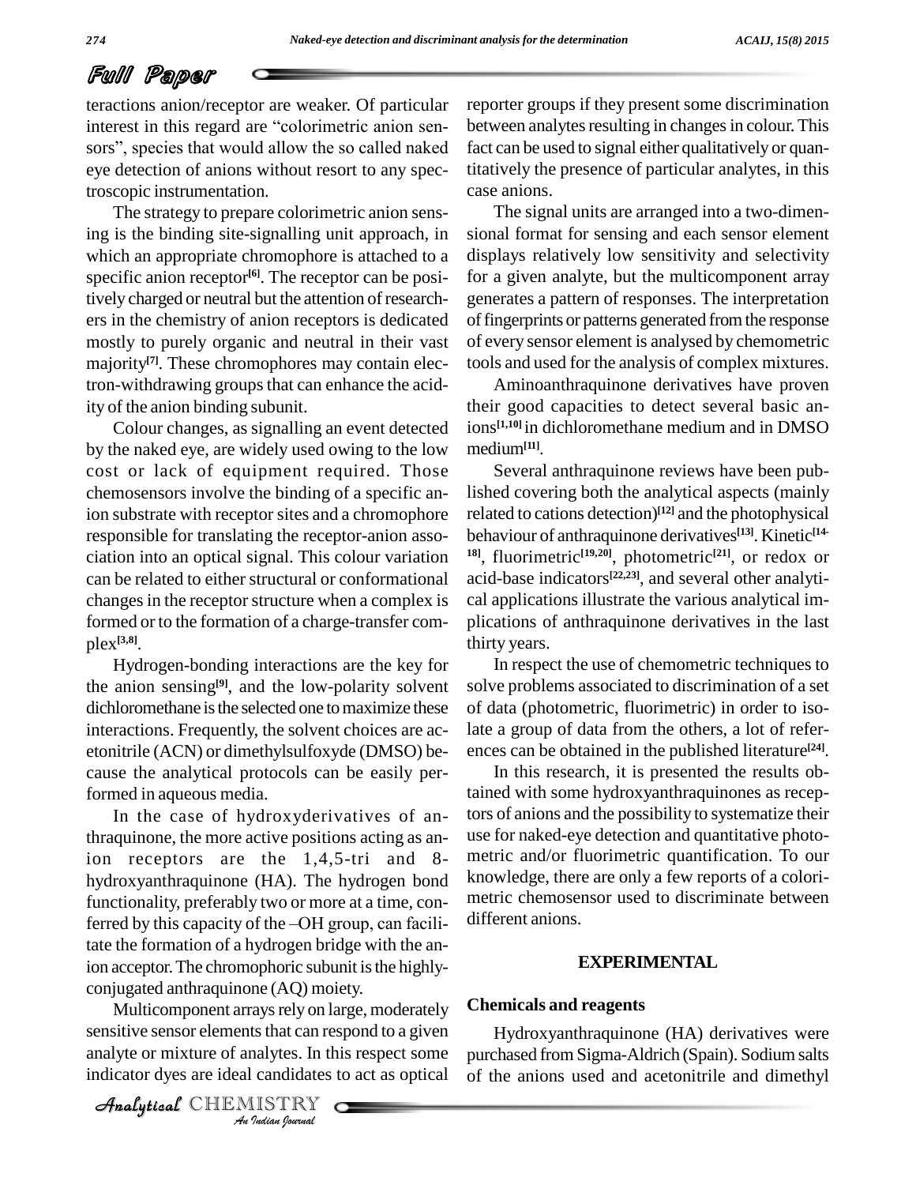teractions anion/receptor are weaker. Of particular interest in this regard are "colorimetric anion sensors", species that would allow the so called naked eye detection of anions without resort to any spectroscopic instrumentation.

The strategy to prepare colorimetric anion sensing is the binding site-signalling unit approach, in which an appropriate chromophore is attached to a specific anion receptor[6]. The receptor can be positively charged or neutral but the attention of researchers in the chemistry of anion receptors is dedicated mostly to purely organic and neutral in their vast majority[7]. These chromophores may contain electron-withdrawing groups that can enhance the acidity of the anion binding subunit.

Colour changes, as signalling an event detected by the naked eye, are widely used owing to the low cost or lack of equipment required. Those chemosensors involve the binding of a specific anion substrate with receptor sites and a chromophore responsible for translating the receptor-anion association into an optical signal. This colour variation can be related to either structural or conformational changes in the receptor structure when a complex is formed or to the formation of a charge-transfer complex[3,8].

Hydrogen-bonding interactions are the key for the anion sensing[9], and the low-polarity solvent dichloromethane is the selected one to maximize these interactions. Frequently, the solvent choices are acetonitrile (ACN) or dimethylsulfoxyde (DMSO) because the analytical protocols can be easily performed in aqueous media.

In the case of hydroxyderivatives of anthraquinone, the more active positions acting as anion receptors are the 1,4,5-tri and 8-hydroxyanthraquinone (HA). The hydrogen bond functionality, preferably two or more at a time, conferred by this capacity of the –OH group, can facilitate the formation of a hydrogen bridge with the anion acceptor. The chromophoric subunit is the highly-conjugated anthraquinone (AQ) moiety.

Multicomponent arrays rely on large, moderately sensitive sensor elements that can respond to a given analyte or mixture of analytes. In this respect some indicator dyes are ideal candidates to act as optical reporter groups if they present some discrimination between analytes resulting in changes in colour. This fact can be used to signal either qualitatively or quantitatively the presence of particular analytes, in this case anions.

The signal units are arranged into a two-dimensional format for sensing and each sensor element displays relatively low sensitivity and selectivity for a given analyte, but the multicomponent array generates a pattern of responses. The interpretation of fingerprints or patterns generated from the response of every sensor element is analysed by chemometric tools and used for the analysis of complex mixtures.

Aminoanthraquinone derivatives have proven their good capacities to detect several basic anions[1,10] in dichloromethane medium and in DMSO medium[11].

Several anthraquinone reviews have been published covering both the analytical aspects (mainly related to cations detection)[12] and the photophysical behaviour of anthraquinone derivatives[13]. Kinetic[14-18], fluorimetric[19,20], photometric[21], or redox or acid-base indicators[22,23], and several other analytical applications illustrate the various analytical implications of anthraquinone derivatives in the last thirty years.

In respect the use of chemometric techniques to solve problems associated to discrimination of a set of data (photometric, fluorimetric) in order to isolate a group of data from the others, a lot of references can be obtained in the published literature[24].

In this research, it is presented the results obtained with some hydroxyanthraquinones as receptors of anions and the possibility to systematize their use for naked-eye detection and quantitative photometric and/or fluorimetric quantification. To our knowledge, there are only a few reports of a colorimetric chemosensor used to discriminate between different anions.

## EXPERIMENTAL

### Chemicals and reagents

Hydroxyanthraquinone (HA) derivatives were purchased from Sigma-Aldrich (Spain). Sodium salts of the anions used and acetonitrile and dimethyl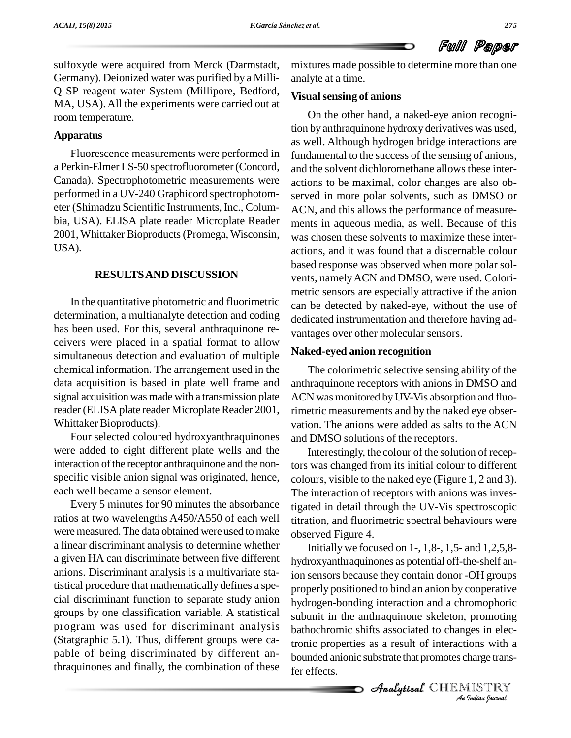sulfoxyde were acquired from Merck (Darmstadt, Germany). Deionized water was purified by a Milli-Q SP reagent water System (Millipore, Bedford, MA, USA). All the experiments were carried out at room temperature.

### Apparatus

Fluorescence measurements were performed in a Perkin-Elmer LS-50 spectrofluorometer (Concord, Canada). Spectrophotometric measurements were performed in a UV-240 Graphicord spectrophotometer (Shimadzu Scientific Instruments, Inc., Columbia, USA). ELISA plate reader Microplate Reader 2001, Whittaker Bioproducts (Promega, Wisconsin, USA).

## RESULTS AND DISCUSSION

In the quantitative photometric and fluorimetric determination, a multianalyte detection and coding has been used. For this, several anthraquinone receivers were placed in a spatial format to allow simultaneous detection and evaluation of multiple chemical information. The arrangement used in the data acquisition is based in plate well frame and signal acquisition was made with a transmission plate reader (ELISA plate reader Microplate Reader 2001, Whittaker Bioproducts).

Four selected coloured hydroxyanthraquinones were added to eight different plate wells and the interaction of the receptor anthraquinone and the non-specific visible anion signal was originated, hence, each well became a sensor element.

Every 5 minutes for 90 minutes the absorbance ratios at two wavelengths A450/A550 of each well were measured. The data obtained were used to make a linear discriminant analysis to determine whether a given HA can discriminate between five different anions. Discriminant analysis is a multivariate statistical procedure that mathematically defines a special discriminant function to separate study anion groups by one classification variable. A statistical program was used for discriminant analysis (Statgraphic 5.1). Thus, different groups were capable of being discriminated by different anthraquinones and finally, the combination of these mixtures made possible to determine more than one analyte at a time.

### Visual sensing of anions

On the other hand, a naked-eye anion recognition by anthraquinone hydroxy derivatives was used, as well. Although hydrogen bridge interactions are fundamental to the success of the sensing of anions, and the solvent dichloromethane allows these interactions to be maximal, color changes are also observed in more polar solvents, such as DMSO or ACN, and this allows the performance of measurements in aqueous media, as well. Because of this was chosen these solvents to maximize these interactions, and it was found that a discernable colour based response was observed when more polar solvents, namely ACN and DMSO, were used. Colorimetric sensors are especially attractive if the anion can be detected by naked-eye, without the use of dedicated instrumentation and therefore having advantages over other molecular sensors.

### Naked-eyed anion recognition

The colorimetric selective sensing ability of the anthraquinone receptors with anions in DMSO and ACN was monitored by UV-Vis absorption and fluorimetric measurements and by the naked eye observation. The anions were added as salts to the ACN and DMSO solutions of the receptors.

Interestingly, the colour of the solution of receptors was changed from its initial colour to different colours, visible to the naked eye (Figure 1, 2 and 3). The interaction of receptors with anions was investigated in detail through the UV-Vis spectroscopic titration, and fluorimetric spectral behaviours were observed Figure 4.

Initially we focused on 1-, 1,8-, 1,5- and 1,2,5,8-hydroxyanthraquinones as potential off-the-shelf anion sensors because they contain donor -OH groups properly positioned to bind an anion by cooperative hydrogen-bonding interaction and a chromophoric subunit in the anthraquinone skeleton, promoting bathochromic shifts associated to changes in electronic properties as a result of interactions with a bounded anionic substrate that promotes charge transfer effects.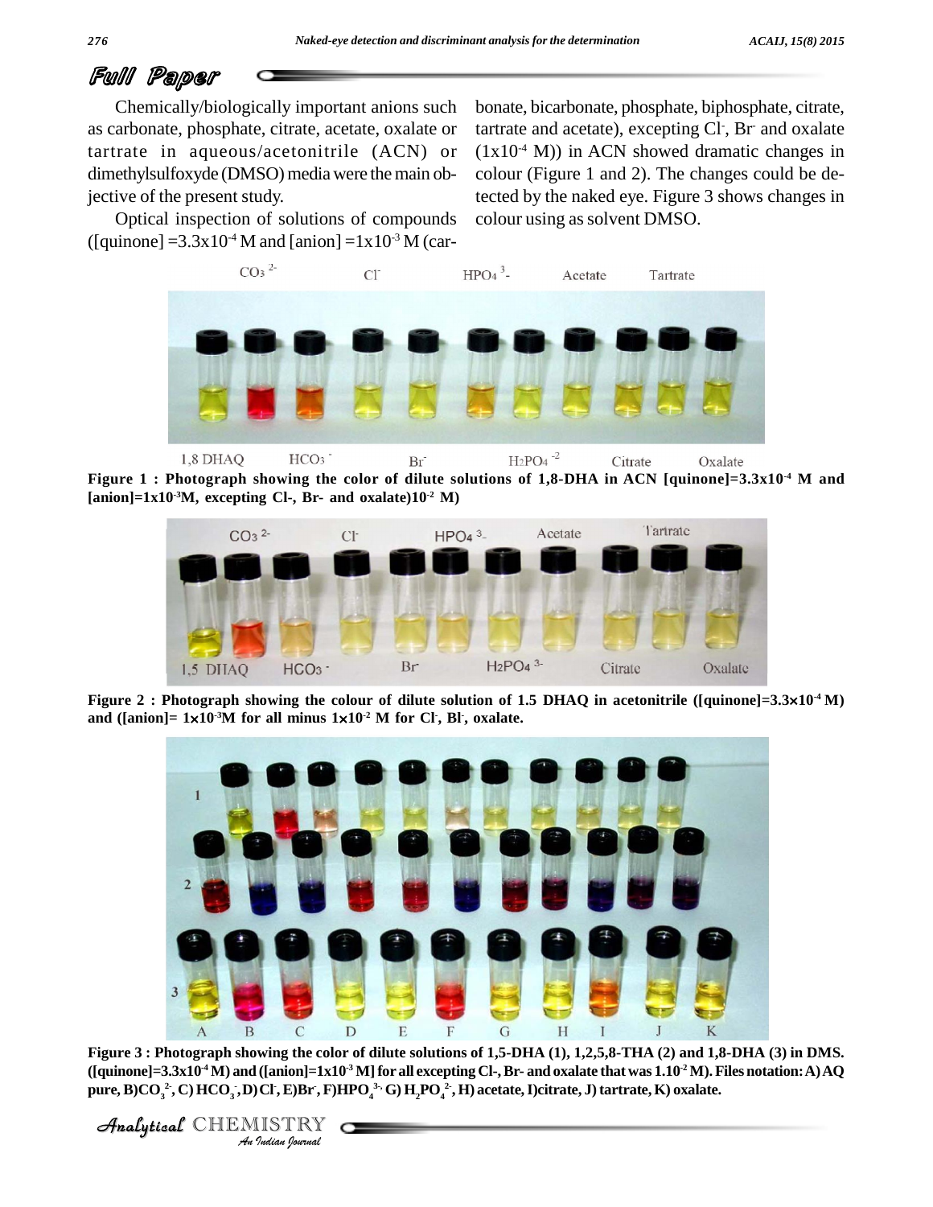Chemically/biologically important anions such as carbonate, phosphate, citrate, acetate, oxalate or tartrate in aqueous/acetonitrile (ACN) or dimethylsulfoxyde (DMSO) media were the main objective of the present study.

Optical inspection of solutions of compounds ([quinone] $=3.3\text{x}10^{-4}$ M and [anion] $=1\text{x}10^{-3}$ M (carbonate, bicarbonate, phosphate, biphosphate, citrate, tartrate and acetate), excepting $Cl^-$, $Br^-$ and oxalate ($1\text{x}10^{-4}$ M)) in ACN showed dramatic changes in colour (Figure 1 and 2). The changes could be detected by the naked eye. Figure 3 shows changes in colour using as solvent DMSO.

**Figure 1 : Photograph showing the color of dilute solutions of 1,8-DHA in ACN [quinone]=$3.3\text{x}10^{-4}$ M and [anion]=$1\text{x}10^{-3}$M, excepting Cl-, Br- and oxalate)$10^{-2}$ M)**

**Figure 2 : Photograph showing the colour of dilute solution of 1.5 DHAQ in acetonitrile ([quinone]=$3.3\times10^{-4}$ M) and ([anion]= $1\times10^{-3}$M for all minus $1\times10^{-2}$ M for $Cl^-$, $Bl^-$, oxalate.**

**Figure 3 : Photograph showing the color of dilute solutions of 1,5-DHA (1), 1,2,5,8-THA (2) and 1,8-DHA (3) in DMS. ([quinone]=$3.3\text{x}10^{-4}$ M) and ([anion]=$1\text{x}10^{-3}$ M] for all excepting Cl-, Br- and oxalate that was $1.10^{-2}$ M). Files notation: A) AQ pure, B) $CO_3^{2-}$, C) $HCO_3^-$, D) $Cl^-$, E) $Br^-$, F) $HPO_4^{3-}$ G) $H_2PO_4^{2-}$, H) acetate, I) citrate, J) tartrate, K) oxalate.**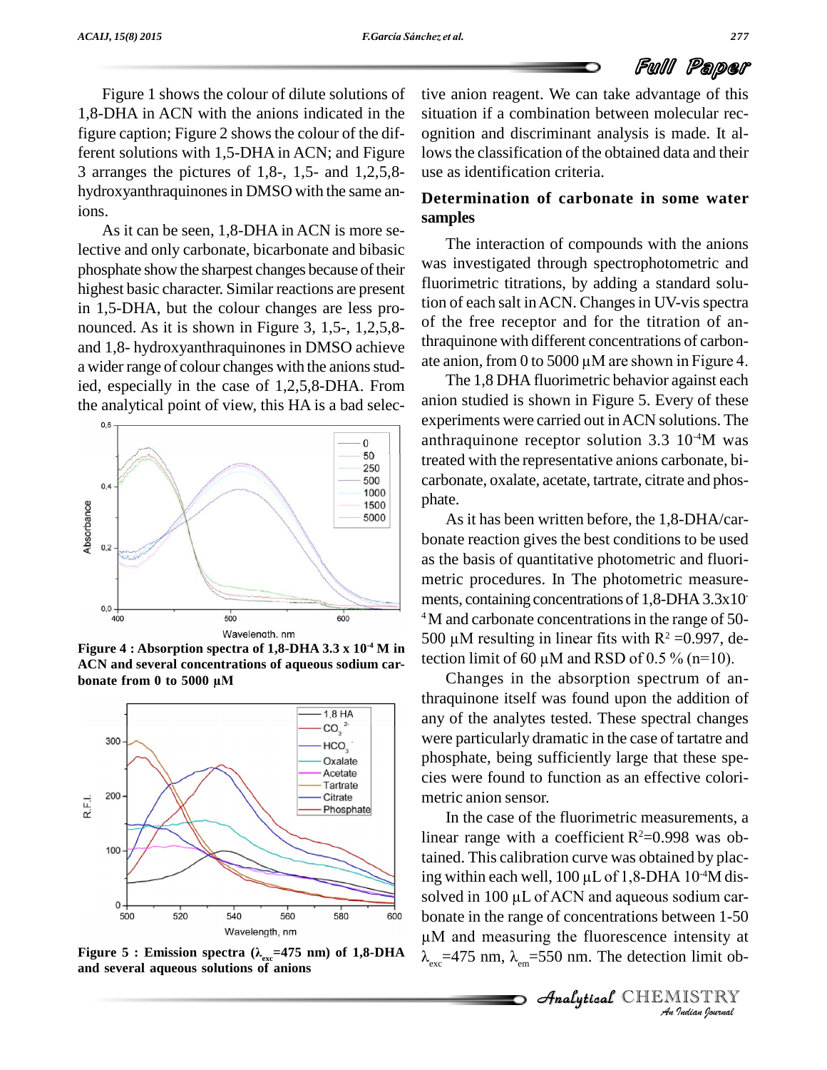Figure 1 shows the colour of dilute solutions of 1,8-DHA in ACN with the anions indicated in the figure caption; Figure 2 shows the colour of the different solutions with 1,5-DHA in ACN; and Figure 3 arranges the pictures of 1,8-, 1,5- and 1,2,5,8-hydroxyanthraquinones in DMSO with the same anions.

As it can be seen, 1,8-DHA in ACN is more selective and only carbonate, bicarbonate and bibasic phosphate show the sharpest changes because of their highest basic character. Similar reactions are present in 1,5-DHA, but the colour changes are less pronounced. As it is shown in Figure 3, 1,5-, 1,2,5,8- and 1,8- hydroxyanthraquinones in DMSO achieve a wider range of colour changes with the anions studied, especially in the case of 1,2,5,8-DHA. From the analytical point of view, this HA is a bad selective anion reagent. We can take advantage of this situation if a combination between molecular recognition and discriminant analysis is made. It allows the classification of the obtained data and their use as identification criteria.

**Figure 4 : Absorption spectra of 1,8-DHA 3.3 x $10^{-4}$ M in ACN and several concentrations of aqueous sodium carbonate from 0 to 5000 μM**

**Figure 5 : Emission spectra ($\lambda_{exc}$=475 nm) of 1,8-DHA and several aqueous solutions of anions**

## Determination of carbonate in some water samples

The interaction of compounds with the anions was investigated through spectrophotometric and fluorimetric titrations, by adding a standard solution of each salt in ACN. Changes in UV-vis spectra of the free receptor and for the titration of anthraquinone with different concentrations of carbonate anion, from 0 to 5000 μM are shown in Figure 4.

The 1,8 DHA fluorimetric behavior against each anion studied is shown in Figure 5. Every of these experiments were carried out in ACN solutions. The anthraquinone receptor solution 3.3 $10^{-4}$M was treated with the representative anions carbonate, bicarbonate, oxalate, acetate, tartrate, citrate and phosphate.

As it has been written before, the 1,8-DHA/carbonate reaction gives the best conditions to be used as the basis of quantitative photometric and fluorimetric procedures. In The photometric measurements, containing concentrations of 1,8-DHA 3.3x$10^{-4}$M and carbonate concentrations in the range of 50-500 μM resulting in linear fits with $R^2$ =0.997, detection limit of 60 μM and RSD of 0.5 % (n=10).

Changes in the absorption spectrum of anthraquinone itself was found upon the addition of any of the analytes tested. These spectral changes were particularly dramatic in the case of tartatre and phosphate, being sufficiently large that these species were found to function as an effective colorimetric anion sensor.

In the case of the fluorimetric measurements, a linear range with a coefficient $R^2$=0.998 was obtained. This calibration curve was obtained by placing within each well, 100 μL of 1,8-DHA $10^{-4}$M dissolved in 100 μL of ACN and aqueous sodium carbonate in the range of concentrations between 1-50 μM and measuring the fluorescence intensity at $\lambda_{exc}$=475 nm, $\lambda_{em}$=550 nm. The detection limit ob-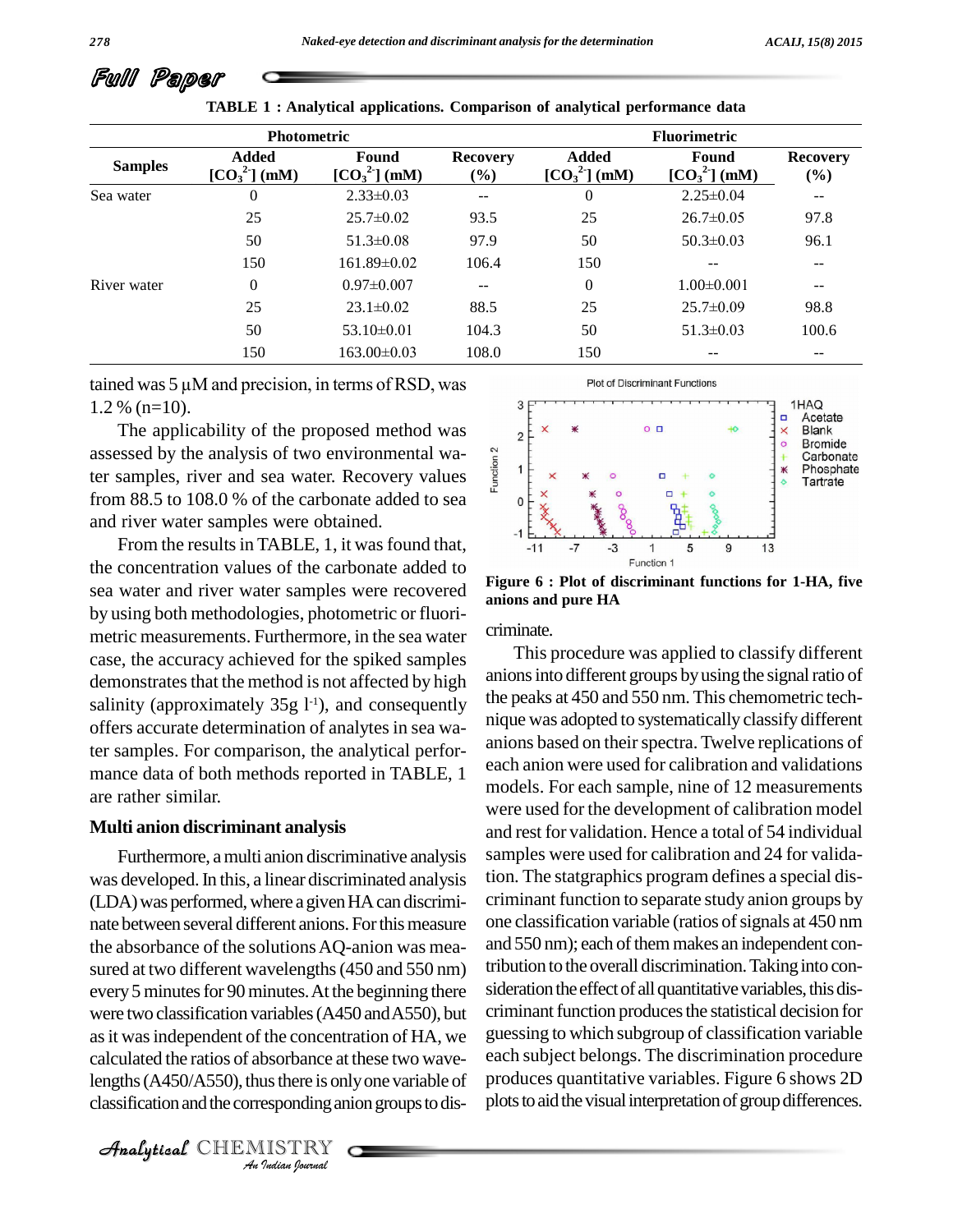## Full Paper

**TABLE 1 : Analytical applications. Comparison of analytical performance data**

| Samples | Photometric | | | Fluorimetric | | |
|---|---|---|---|---|---|---|
| | Added $[CO_3^{2-}]$ (mM) | Found $[CO_3^{2-}]$ (mM) | Recovery (%) | Added $[CO_3^{2-}]$ (mM) | Found $[CO_3^{2-}]$ (mM) | Recovery (%) |
| Sea water | 0 | 2.33±0.03 | -- | 0 | 2.25±0.04 | -- |
| | 25 | 25.7±0.02 | 93.5 | 25 | 26.7±0.05 | 97.8 |
| | 50 | 51.3±0.08 | 97.9 | 50 | 50.3±0.03 | 96.1 |
| | 150 | 161.89±0.02 | 106.4 | 150 | -- | -- |
| River water | 0 | 0.97±0.007 | -- | 0 | 1.00±0.001 | -- |
| | 25 | 23.1±0.02 | 88.5 | 25 | 25.7±0.09 | 98.8 |
| | 50 | 53.10±0.01 | 104.3 | 50 | 51.3±0.03 | 100.6 |
| | 150 | 163.00±0.03 | 108.0 | 150 | -- | -- |

tained was 5 µM and precision, in terms of RSD, was 1.2 % (n=10).

The applicability of the proposed method was assessed by the analysis of two environmental water samples, river and sea water. Recovery values from 88.5 to 108.0 % of the carbonate added to sea and river water samples were obtained.

From the results in TABLE, 1, it was found that, the concentration values of the carbonate added to sea water and river water samples were recovered by using both methodologies, photometric or fluorimetric measurements. Furthermore, in the sea water case, the accuracy achieved for the spiked samples demonstrates that the method is not affected by high salinity (approximately 35g $l^{-1}$), and consequently offers accurate determination of analytes in sea water samples. For comparison, the analytical performance data of both methods reported in TABLE, 1 are rather similar.

### Multi anion discriminant analysis

Furthermore, a multi anion discriminative analysis was developed. In this, a linear discriminated analysis (LDA) was performed, where a given HA can discriminate between several different anions. For this measure the absorbance of the solutions AQ-anion was measured at two different wavelengths (450 and 550 nm) every 5 minutes for 90 minutes. At the beginning there were two classification variables (A450 and A550), but as it was independent of the concentration of HA, we calculated the ratios of absorbance at these two wavelengths (A450/A550), thus there is only one variable of classification and the corresponding anion groups to discriminate.

Figure 6 : Plot of discriminant functions for 1-HA, five anions and pure HA

This procedure was applied to classify different anions into different groups by using the signal ratio of the peaks at 450 and 550 nm. This chemometric technique was adopted to systematically classify different anions based on their spectra. Twelve replications of each anion were used for calibration and validations models. For each sample, nine of 12 measurements were used for the development of calibration model and rest for validation. Hence a total of 54 individual samples were used for calibration and 24 for validation. The statgraphics program defines a special discriminant function to separate study anion groups by one classification variable (ratios of signals at 450 nm and 550 nm); each of them makes an independent contribution to the overall discrimination. Taking into consideration the effect of all quantitative variables, this discriminant function produces the statistical decision for guessing to which subgroup of classification variable each subject belongs. The discrimination procedure produces quantitative variables. Figure 6 shows 2D plots to aid the visual interpretation of group differences.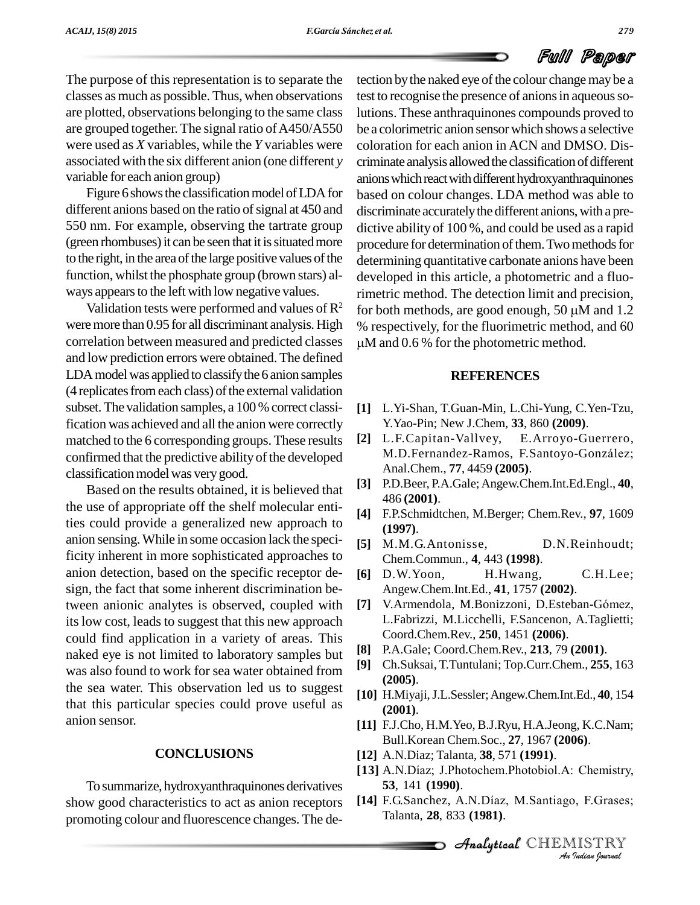The purpose of this representation is to separate the classes as much as possible. Thus, when observations are plotted, observations belonging to the same class are grouped together. The signal ratio of A450/A550 were used as *X* variables, while the *Y* variables were associated with the six different anion (one different *y* variable for each anion group)

Figure 6 shows the classification model of LDA for different anions based on the ratio of signal at 450 and 550 nm. For example, observing the tartrate group (green rhombuses) it can be seen that it is situated more to the right, in the area of the large positive values of the function, whilst the phosphate group (brown stars) always appears to the left with low negative values.

Validation tests were performed and values of $R^2$ were more than 0.95 for all discriminant analysis. High correlation between measured and predicted classes and low prediction errors were obtained. The defined LDA model was applied to classify the 6 anion samples (4 replicates from each class) of the external validation subset. The validation samples, a 100 % correct classification was achieved and all the anion were correctly matched to the 6 corresponding groups. These results confirmed that the predictive ability of the developed classification model was very good.

Based on the results obtained, it is believed that the use of appropriate off the shelf molecular entities could provide a generalized new approach to anion sensing. While in some occasion lack the specificity inherent in more sophisticated approaches to anion detection, based on the specific receptor design, the fact that some inherent discrimination between anionic analytes is observed, coupled with its low cost, leads to suggest that this new approach could find application in a variety of areas. This naked eye is not limited to laboratory samples but was also found to work for sea water obtained from the sea water. This observation led us to suggest that this particular species could prove useful as anion sensor.

## CONCLUSIONS

To summarize, hydroxyanthraquinones derivatives show good characteristics to act as anion receptors promoting colour and fluorescence changes. The detection by the naked eye of the colour change may be a test to recognise the presence of anions in aqueous solutions. These anthraquinones compounds proved to be a colorimetric anion sensor which shows a selective coloration for each anion in ACN and DMSO. Discriminate analysis allowed the classification of different anions which react with different hydroxyanthraquinones based on colour changes. LDA method was able to discriminate accurately the different anions, with a predictive ability of 100 %, and could be used as a rapid procedure for determination of them. Two methods for determining quantitative carbonate anions have been developed in this article, a photometric and a fluorimetric method. The detection limit and precision, for both methods, are good enough, 50 μM and 1.2 % respectively, for the fluorimetric method, and 60 μM and 0.6 % for the photometric method.

## REFERENCES

**[1]** L.Yi-Shan, T.Guan-Min, L.Chi-Yung, C.Yen-Tzu, Y.Yao-Pin; New J.Chem, **33**, 860 **(2009)**.

**[2]** L.F.Capitan-Vallvey, E.Arroyo-Guerrero, M.D.Fernandez-Ramos, F.Santoyo-González; Anal.Chem., **77**, 4459 **(2005)**.

**[3]** P.D.Beer, P.A.Gale; Angew.Chem.Int.Ed.Engl., **40**, 486 **(2001)**.

**[4]** F.P.Schmidtchen, M.Berger; Chem.Rev., **97**, 1609 **(1997)**.

**[5]** M.M.G.Antonisse, D.N.Reinhoudt; Chem.Commun., **4**, 443 **(1998)**.

**[6]** D.W.Yoon, H.Hwang, C.H.Lee; Angew.Chem.Int.Ed., **41**, 1757 **(2002)**.

**[7]** V.Armendola, M.Bonizzoni, D.Esteban-Gómez, L.Fabrizzi, M.Licchelli, F.Sancenon, A.Taglietti; Coord.Chem.Rev., **250**, 1451 **(2006)**.

**[8]** P.A.Gale; Coord.Chem.Rev., **213**, 79 **(2001)**.

**[9]** Ch.Suksai, T.Tuntulani; Top.Curr.Chem., **255**, 163 **(2005)**.

**[10]** H.Miyaji, J.L.Sessler; Angew.Chem.Int.Ed., **40**, 154 **(2001)**.

**[11]** F.J.Cho, H.M.Yeo, B.J.Ryu, H.A.Jeong, K.C.Nam; Bull.Korean Chem.Soc., **27**, 1967 **(2006)**.

**[12]** A.N.Diaz; Talanta, **38**, 571 **(1991)**.

**[13]** A.N.Díaz; J.Photochem.Photobiol.A: Chemistry, **53**, 141 **(1990)**.

**[14]** F.G.Sanchez, A.N.Díaz, M.Santiago, F.Grases; Talanta, **28**, 833 **(1981)**.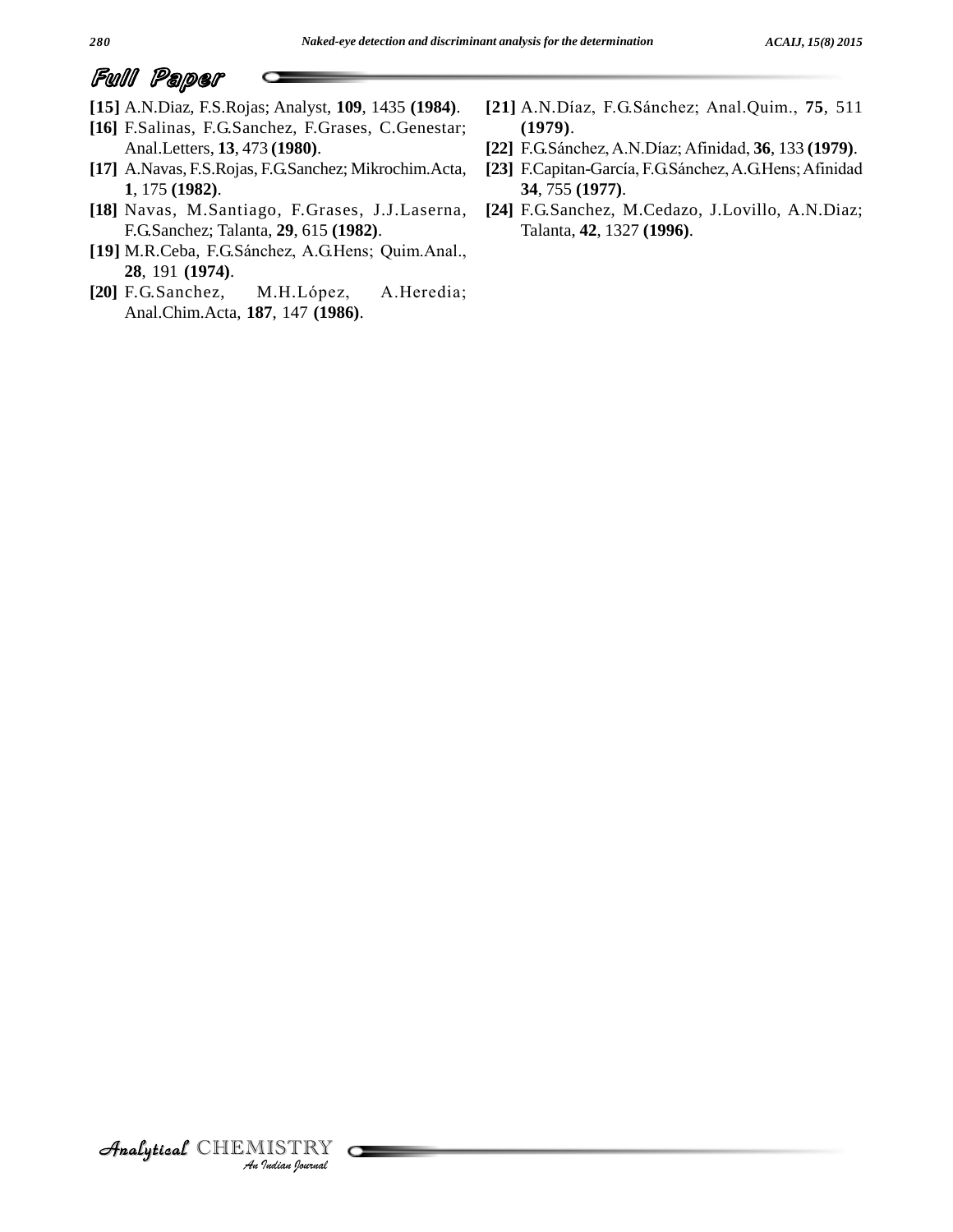**[15]** A.N.Diaz, F.S.Rojas; Analyst, **109**, 1435 **(1984)**.

**[16]** F.Salinas, F.G.Sanchez, F.Grases, C.Genestar; Anal.Letters, **13**, 473 **(1980)**.

**[17]** A.Navas, F.S.Rojas, F.G.Sanchez; Mikrochim.Acta, **1**, 175 **(1982)**.

**[18]** Navas, M.Santiago, F.Grases, J.J.Laserna, F.G.Sanchez; Talanta, **29**, 615 **(1982)**.

**[19]** M.R.Ceba, F.G.Sánchez, A.G.Hens; Quim.Anal., **28**, 191 **(1974)**.

**[20]** F.G.Sanchez, M.H.López, A.Heredia; Anal.Chim.Acta, **187**, 147 **(1986)**.

**[21]** A.N.Díaz, F.G.Sánchez; Anal.Quim., **75**, 511 **(1979)**.

**[22]** F.G.Sánchez, A.N.Díaz; Afinidad, **36**, 133 **(1979)**.

**[23]** F.Capitan-García, F.G.Sánchez, A.G.Hens; Afinidad **34**, 755 **(1977)**.

**[24]** F.G.Sanchez, M.Cedazo, J.Lovillo, A.N.Diaz; Talanta, **42**, 1327 **(1996)**.